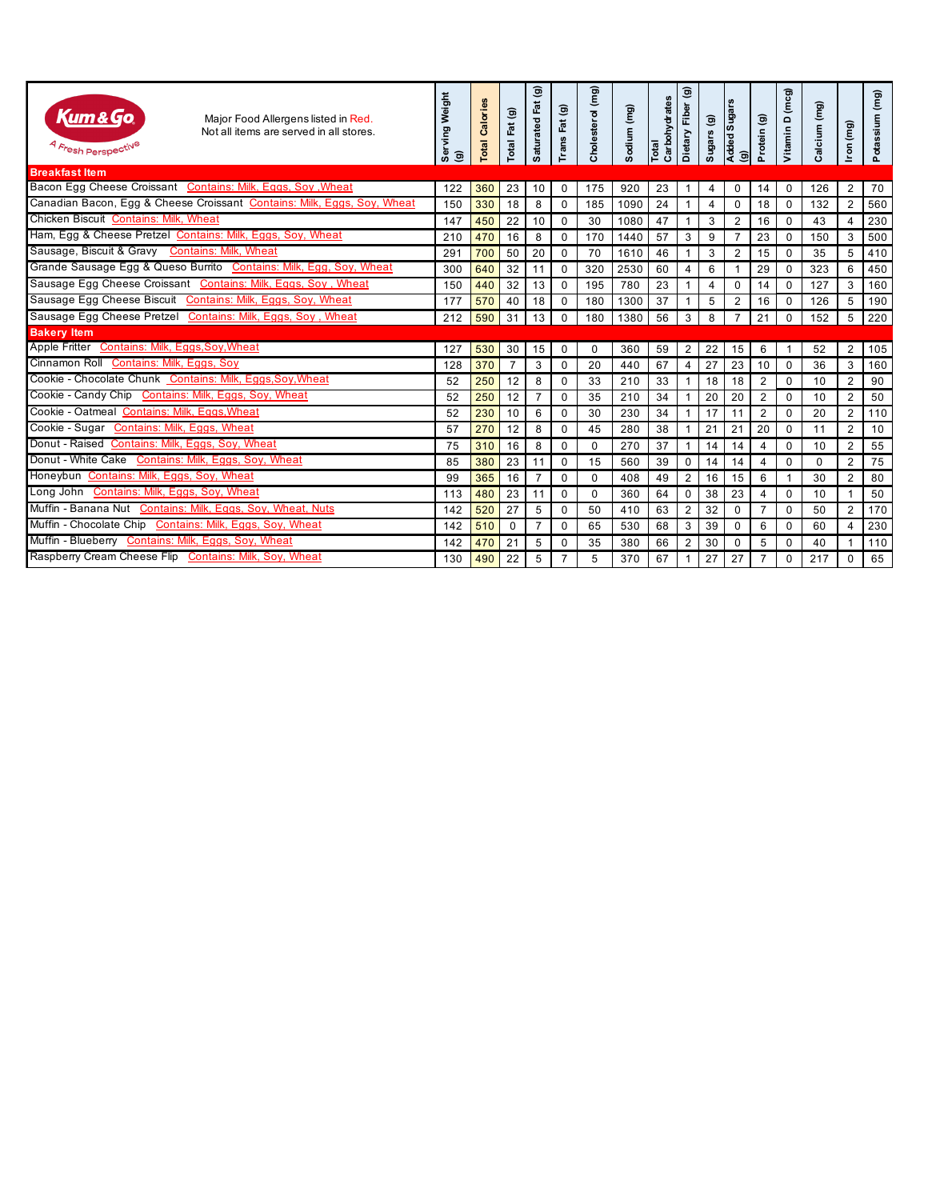Kum&Go — A Fresh Perspective

Major Food Allergens listed in Red.
Not all items are served in all stores.

| Item | Allergens | Serving Weight (g) | Total Calories | Total Fat (g) | Saturated Fat (g) | Trans Fat (g) | Cholesterol (mg) | Sodium (mg) | Total Carbohydrates | Dietary Fiber (g) | Sugars (g) | Added Sugars (g) | Protein (g) | Vitamin D (mcg) | Calcium (mg) | Iron (mg) | Potassium (mg) |
|---|---|---|---|---|---|---|---|---|---|---|---|---|---|---|---|---|---|
| **Breakfast Item** | | | | | | | | | | | | | | | | | |
| Bacon Egg Cheese Croissant | Contains: Milk, Eggs, Soy ,Wheat | 122 | 360 | 23 | 10 | 0 | 175 | 920 | 23 | 1 | 4 | 0 | 14 | 0 | 126 | 2 | 70 |
| Canadian Bacon, Egg & Cheese Croissant | Contains: Milk, Eggs, Soy, Wheat | 150 | 330 | 18 | 8 | 0 | 185 | 1090 | 24 | 1 | 4 | 0 | 18 | 0 | 132 | 2 | 560 |
| Chicken Biscuit | Contains: Milk, Wheat | 147 | 450 | 22 | 10 | 0 | 30 | 1080 | 47 | 1 | 3 | 2 | 16 | 0 | 43 | 4 | 230 |
| Ham, Egg & Cheese Pretzel | Contains: Milk, Eggs, Soy, Wheat | 210 | 470 | 16 | 8 | 0 | 170 | 1440 | 57 | 3 | 9 | 7 | 23 | 0 | 150 | 3 | 500 |
| Sausage, Biscuit & Gravy | Contains: Milk, Wheat | 291 | 700 | 50 | 20 | 0 | 70 | 1610 | 46 | 1 | 3 | 2 | 15 | 0 | 35 | 5 | 410 |
| Grande Sausage Egg & Queso Burrito | Contains: Milk, Egg, Soy, Wheat | 300 | 640 | 32 | 11 | 0 | 320 | 2530 | 60 | 4 | 6 | 1 | 29 | 0 | 323 | 6 | 450 |
| Sausage Egg Cheese Croissant | Contains: Milk, Eggs, Soy , Wheat | 150 | 440 | 32 | 13 | 0 | 195 | 780 | 23 | 1 | 4 | 0 | 14 | 0 | 127 | 3 | 160 |
| Sausage Egg Cheese Biscuit | Contains: Milk, Eggs, Soy, Wheat | 177 | 570 | 40 | 18 | 0 | 180 | 1300 | 37 | 1 | 5 | 2 | 16 | 0 | 126 | 5 | 190 |
| Sausage Egg Cheese Pretzel | Contains: Milk, Eggs, Soy , Wheat | 212 | 590 | 31 | 13 | 0 | 180 | 1380 | 56 | 3 | 8 | 7 | 21 | 0 | 152 | 5 | 220 |
| **Bakery Item** | | | | | | | | | | | | | | | | | |
| Apple Fritter | Contains: Milk, Eggs,Soy,Wheat | 127 | 530 | 30 | 15 | 0 | 0 | 360 | 59 | 2 | 22 | 15 | 6 | 1 | 52 | 2 | 105 |
| Cinnamon Roll | Contains: Milk, Eggs, Soy | 128 | 370 | 7 | 3 | 0 | 20 | 440 | 67 | 4 | 27 | 23 | 10 | 0 | 36 | 3 | 160 |
| Cookie - Chocolate Chunk | Contains: Milk, Eggs,Soy,Wheat | 52 | 250 | 12 | 8 | 0 | 33 | 210 | 33 | 1 | 18 | 18 | 2 | 0 | 10 | 2 | 90 |
| Cookie - Candy Chip | Contains: Milk, Eggs, Soy, Wheat | 52 | 250 | 12 | 7 | 0 | 35 | 210 | 34 | 1 | 20 | 20 | 2 | 0 | 10 | 2 | 50 |
| Cookie - Oatmeal | Contains: Milk, Eggs,Wheat | 52 | 230 | 10 | 6 | 0 | 30 | 230 | 34 | 1 | 17 | 11 | 2 | 0 | 20 | 2 | 110 |
| Cookie - Sugar | Contains: Milk, Eggs, Wheat | 57 | 270 | 12 | 8 | 0 | 45 | 280 | 38 | 1 | 21 | 21 | 20 | 0 | 11 | 2 | 10 |
| Donut - Raised | Contains: Milk, Eggs, Soy, Wheat | 75 | 310 | 16 | 8 | 0 | 0 | 270 | 37 | 1 | 14 | 14 | 4 | 0 | 10 | 2 | 55 |
| Donut - White Cake | Contains: Milk, Eggs, Soy, Wheat | 85 | 380 | 23 | 11 | 0 | 15 | 560 | 39 | 0 | 14 | 14 | 4 | 0 | 0 | 2 | 75 |
| Honeybun | Contains: Milk, Eggs, Soy, Wheat | 99 | 365 | 16 | 7 | 0 | 0 | 408 | 49 | 2 | 16 | 15 | 6 | 1 | 30 | 2 | 80 |
| Long John | Contains: Milk, Eggs, Soy, Wheat | 113 | 480 | 23 | 11 | 0 | 0 | 360 | 64 | 0 | 38 | 23 | 4 | 0 | 10 | 1 | 50 |
| Muffin - Banana Nut | Contains: Milk, Eggs, Soy, Wheat, Nuts | 142 | 520 | 27 | 5 | 0 | 50 | 410 | 63 | 2 | 32 | 0 | 7 | 0 | 50 | 2 | 170 |
| Muffin - Chocolate Chip | Contains: Milk, Eggs, Soy, Wheat | 142 | 510 | 0 | 7 | 0 | 65 | 530 | 68 | 3 | 39 | 0 | 6 | 0 | 60 | 4 | 230 |
| Muffin - Blueberry | Contains: Milk, Eggs, Soy, Wheat | 142 | 470 | 21 | 5 | 0 | 35 | 380 | 66 | 2 | 30 | 0 | 5 | 0 | 40 | 1 | 110 |
| Raspberry Cream Cheese Flip | Contains: Milk, Soy, Wheat | 130 | 490 | 22 | 5 | 7 | 5 | 370 | 67 | 1 | 27 | 27 | 7 | 0 | 217 | 0 | 65 |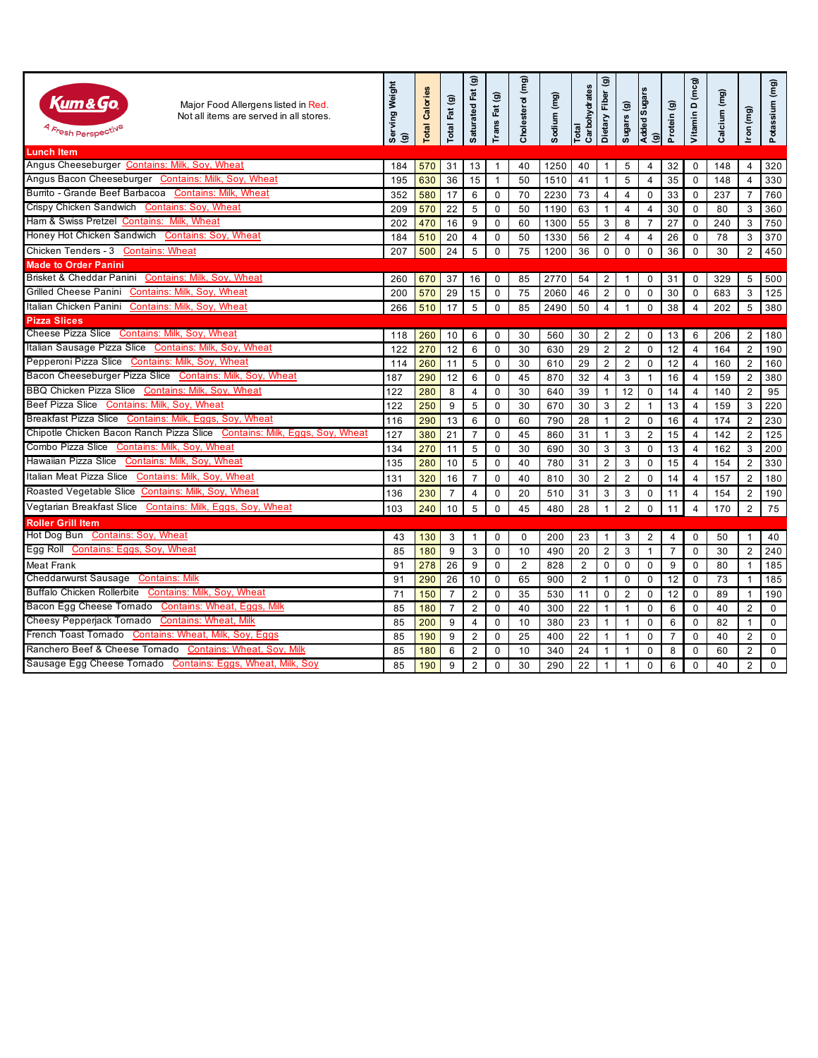Kum & Go — A Fresh Perspective

Major Food Allergens listed in Red.
Not all items are served in all stores.

| Item | Serving Weight (g) | Total Calories | Total Fat (g) | Saturated Fat (g) | Trans Fat (g) | Cholesterol (mg) | Sodium (mg) | Total Carbohydrates | Dietary Fiber (g) | Sugars (g) | Added Sugars (g) | Protein (g) | Vitamin D (mcg) | Calcium (mg) | Iron (mg) | Potassium (mg) |
|---|---|---|---|---|---|---|---|---|---|---|---|---|---|---|---|---|
| **Lunch Item** | | | | | | | | | | | | | | | | |
| Angus Cheeseburger Contains: Milk, Soy, Wheat | 184 | 570 | 31 | 13 | 1 | 40 | 1250 | 40 | 1 | 5 | 4 | 32 | 0 | 148 | 4 | 320 |
| Angus Bacon Cheeseburger Contains: Milk, Soy, Wheat | 195 | 630 | 36 | 15 | 1 | 50 | 1510 | 41 | 1 | 5 | 4 | 35 | 0 | 148 | 4 | 330 |
| Burrito - Grande Beef Barbacoa Contains: Milk, Wheat | 352 | 580 | 17 | 6 | 0 | 70 | 2230 | 73 | 4 | 4 | 0 | 33 | 0 | 237 | 7 | 760 |
| Crispy Chicken Sandwich Contains: Soy, Wheat | 209 | 570 | 22 | 5 | 0 | 50 | 1190 | 63 | 1 | 4 | 4 | 30 | 0 | 80 | 3 | 360 |
| Ham & Swiss Pretzel Contains: Milk, Wheat | 202 | 470 | 16 | 9 | 0 | 60 | 1300 | 55 | 3 | 8 | 7 | 27 | 0 | 240 | 3 | 750 |
| Honey Hot Chicken Sandwich Contains: Soy, Wheat | 184 | 510 | 20 | 4 | 0 | 50 | 1330 | 56 | 2 | 4 | 4 | 26 | 0 | 78 | 3 | 370 |
| Chicken Tenders - 3 Contains: Wheat | 207 | 500 | 24 | 5 | 0 | 75 | 1200 | 36 | 0 | 0 | 0 | 36 | 0 | 30 | 2 | 450 |
| **Made to Order Panini** | | | | | | | | | | | | | | | | |
| Brisket & Cheddar Panini Contains: Milk, Soy, Wheat | 260 | 670 | 37 | 16 | 0 | 85 | 2770 | 54 | 2 | 1 | 0 | 31 | 0 | 329 | 5 | 500 |
| Grilled Cheese Panini Contains: Milk, Soy, Wheat | 200 | 570 | 29 | 15 | 0 | 75 | 2060 | 46 | 2 | 0 | 0 | 30 | 0 | 683 | 3 | 125 |
| Italian Chicken Panini Contains: Milk, Soy, Wheat | 266 | 510 | 17 | 5 | 0 | 85 | 2490 | 50 | 4 | 1 | 0 | 38 | 4 | 202 | 5 | 380 |
| **Pizza Slices** | | | | | | | | | | | | | | | | |
| Cheese Pizza Slice Contains: Milk, Soy, Wheat | 118 | 260 | 10 | 6 | 0 | 30 | 560 | 30 | 2 | 2 | 0 | 13 | 6 | 206 | 2 | 180 |
| Italian Sausage Pizza Slice Contains: Milk, Soy, Wheat | 122 | 270 | 12 | 6 | 0 | 30 | 630 | 29 | 2 | 2 | 0 | 12 | 4 | 164 | 2 | 190 |
| Pepperoni Pizza Slice Contains: Milk, Soy, Wheat | 114 | 260 | 11 | 5 | 0 | 30 | 610 | 29 | 2 | 2 | 0 | 12 | 4 | 160 | 2 | 160 |
| Bacon Cheeseburger Pizza Slice Contains: Milk, Soy, Wheat | 187 | 290 | 12 | 6 | 0 | 45 | 870 | 32 | 4 | 3 | 1 | 16 | 4 | 159 | 2 | 380 |
| BBQ Chicken Pizza Slice Contains: Milk, Soy, Wheat | 122 | 280 | 8 | 4 | 0 | 30 | 640 | 39 | 1 | 12 | 0 | 14 | 4 | 140 | 2 | 95 |
| Beef Pizza Slice Contains: Milk, Soy, Wheat | 122 | 250 | 9 | 5 | 0 | 30 | 670 | 30 | 3 | 2 | 1 | 13 | 4 | 159 | 3 | 220 |
| Breakfast Pizza Slice Contains: Milk, Eggs, Soy, Wheat | 116 | 290 | 13 | 6 | 0 | 60 | 790 | 28 | 1 | 2 | 0 | 16 | 4 | 174 | 2 | 230 |
| Chipotle Chicken Bacon Ranch Pizza Slice Contains: Milk, Eggs, Soy, Wheat | 127 | 380 | 21 | 7 | 0 | 45 | 860 | 31 | 1 | 3 | 2 | 15 | 4 | 142 | 2 | 125 |
| Combo Pizza Slice Contains: Milk, Soy, Wheat | 134 | 270 | 11 | 5 | 0 | 30 | 690 | 30 | 3 | 3 | 0 | 13 | 4 | 162 | 3 | 200 |
| Hawaiian Pizza Slice Contains: Milk, Soy, Wheat | 135 | 280 | 10 | 5 | 0 | 40 | 780 | 31 | 2 | 3 | 0 | 15 | 4 | 154 | 2 | 330 |
| Italian Meat Pizza Slice Contains: Milk, Soy, Wheat | 131 | 320 | 16 | 7 | 0 | 40 | 810 | 30 | 2 | 2 | 0 | 14 | 4 | 157 | 2 | 180 |
| Roasted Vegetable Slice Contains: Milk, Soy, Wheat | 136 | 230 | 7 | 4 | 0 | 20 | 510 | 31 | 3 | 3 | 0 | 11 | 4 | 154 | 2 | 190 |
| Vegtarian Breakfast Slice Contains: Milk, Eggs, Soy, Wheat | 103 | 240 | 10 | 5 | 0 | 45 | 480 | 28 | 1 | 2 | 0 | 11 | 4 | 170 | 2 | 75 |
| **Roller Grill Item** | | | | | | | | | | | | | | | | |
| Hot Dog Bun Contains: Soy, Wheat | 43 | 130 | 3 | 1 | 0 | 0 | 200 | 23 | 1 | 3 | 2 | 4 | 0 | 50 | 1 | 40 |
| Egg Roll Contains: Eggs, Soy, Wheat | 85 | 180 | 9 | 3 | 0 | 10 | 490 | 20 | 2 | 3 | 1 | 7 | 0 | 30 | 2 | 240 |
| Meat Frank | 91 | 278 | 26 | 9 | 0 | 2 | 828 | 2 | 0 | 0 | 0 | 9 | 0 | 80 | 1 | 185 |
| Cheddarwurst Sausage Contains: Milk | 91 | 290 | 26 | 10 | 0 | 65 | 900 | 2 | 1 | 0 | 0 | 12 | 0 | 73 | 1 | 185 |
| Buffalo Chicken Rollerbite Contains: Milk, Soy, Wheat | 71 | 150 | 7 | 2 | 0 | 35 | 530 | 11 | 0 | 2 | 0 | 12 | 0 | 89 | 1 | 190 |
| Bacon Egg Cheese Tornado Contains: Wheat, Eggs, Milk | 85 | 180 | 7 | 2 | 0 | 40 | 300 | 22 | 1 | 1 | 0 | 6 | 0 | 40 | 2 | 0 |
| Cheesy Pepperjack Tornado Contains: Wheat, Milk | 85 | 200 | 9 | 4 | 0 | 10 | 380 | 23 | 1 | 1 | 0 | 6 | 0 | 82 | 1 | 0 |
| French Toast Tornado Contains: Wheat, Milk, Soy, Eggs | 85 | 190 | 9 | 2 | 0 | 25 | 400 | 22 | 1 | 1 | 0 | 7 | 0 | 40 | 2 | 0 |
| Ranchero Beef & Cheese Tornado Contains: Wheat, Soy, Milk | 85 | 180 | 6 | 2 | 0 | 10 | 340 | 24 | 1 | 1 | 0 | 8 | 0 | 60 | 2 | 0 |
| Sausage Egg Cheese Tornado Contains: Eggs, Wheat, Milk, Soy | 85 | 190 | 9 | 2 | 0 | 30 | 290 | 22 | 1 | 1 | 0 | 6 | 0 | 40 | 2 | 0 |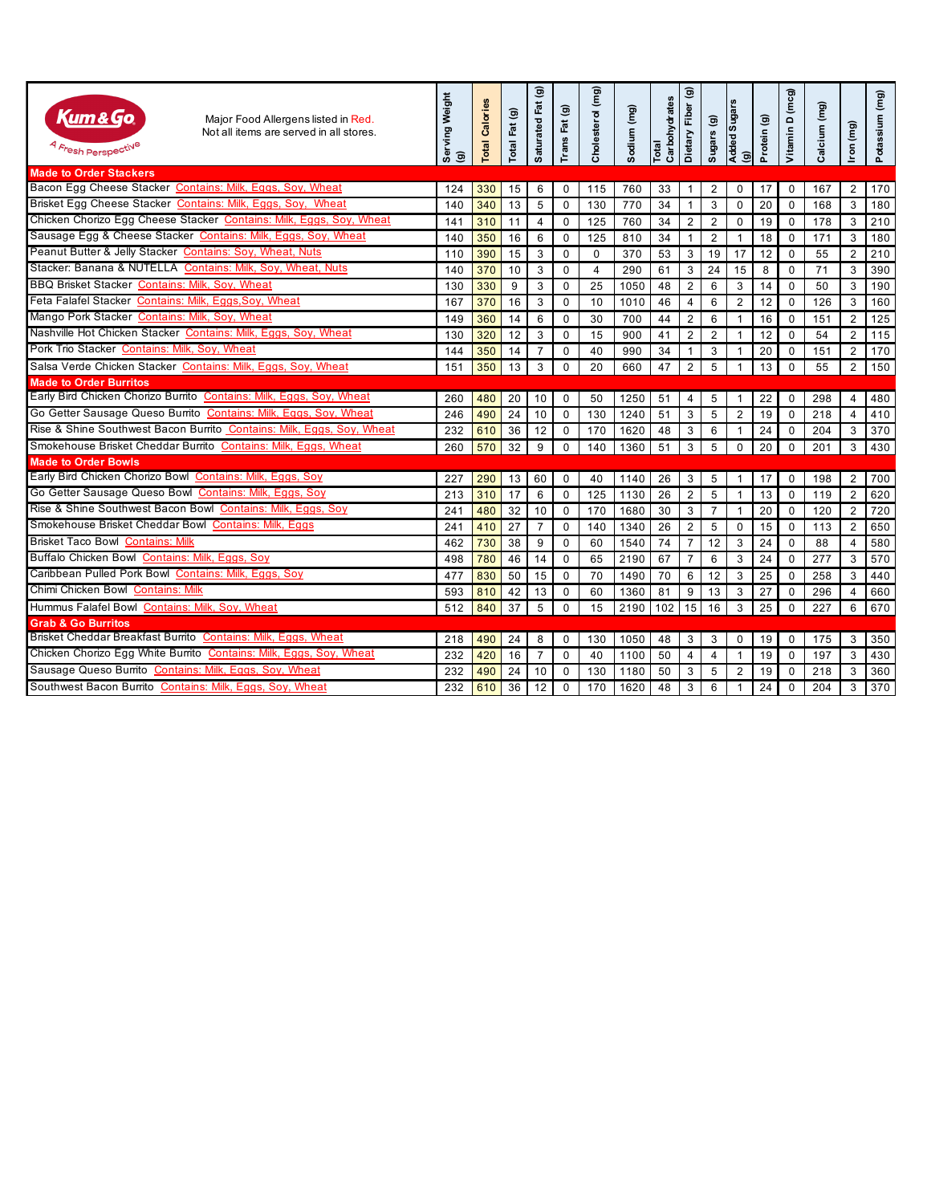Kum&Go — A Fresh Perspective

Major Food Allergens listed in Red.
Not all items are served in all stores.

| Item | Serving Weight (g) | Total Calories | Total Fat (g) | Saturated Fat (g) | Trans Fat (g) | Cholesterol (mg) | Sodium (mg) | Total Carbohydrates | Dietary Fiber (g) | Sugars (g) | Added Sugars (g) | Protein (g) | Vitamin D (mcg) | Calcium (mg) | Iron (mg) | Potassium (mg) |
|---|---|---|---|---|---|---|---|---|---|---|---|---|---|---|---|---|
| **Made to Order Stackers** | | | | | | | | | | | | | | | | |
| Bacon Egg Cheese Stacker Contains: Milk, Eggs, Soy, Wheat | 124 | 330 | 15 | 6 | 0 | 115 | 760 | 33 | 1 | 2 | 0 | 17 | 0 | 167 | 2 | 170 |
| Brisket Egg Cheese Stacker Contains: Milk, Eggs, Soy, Wheat | 140 | 340 | 13 | 5 | 0 | 130 | 770 | 34 | 1 | 3 | 0 | 20 | 0 | 168 | 3 | 180 |
| Chicken Chorizo Egg Cheese Stacker Contains: Milk, Eggs, Soy, Wheat | 141 | 310 | 11 | 4 | 0 | 125 | 760 | 34 | 2 | 2 | 0 | 19 | 0 | 178 | 3 | 210 |
| Sausage Egg & Cheese Stacker Contains: Milk, Eggs, Soy, Wheat | 140 | 350 | 16 | 6 | 0 | 125 | 810 | 34 | 1 | 2 | 1 | 18 | 0 | 171 | 3 | 180 |
| Peanut Butter & Jelly Stacker Contains: Soy, Wheat, Nuts | 110 | 390 | 15 | 3 | 0 | 0 | 370 | 53 | 3 | 19 | 17 | 12 | 0 | 55 | 2 | 210 |
| Stacker: Banana & NUTELLA Contains: Milk, Soy, Wheat, Nuts | 140 | 370 | 10 | 3 | 0 | 4 | 290 | 61 | 3 | 24 | 15 | 8 | 0 | 71 | 3 | 390 |
| BBQ Brisket Stacker Contains: Milk, Soy, Wheat | 130 | 330 | 9 | 3 | 0 | 25 | 1050 | 48 | 2 | 6 | 3 | 14 | 0 | 50 | 3 | 190 |
| Feta Falafel Stacker Contains: Milk, Eggs,Soy, Wheat | 167 | 370 | 16 | 3 | 0 | 10 | 1010 | 46 | 4 | 6 | 2 | 12 | 0 | 126 | 3 | 160 |
| Mango Pork Stacker Contains: Milk, Soy, Wheat | 149 | 360 | 14 | 6 | 0 | 30 | 700 | 44 | 2 | 6 | 1 | 16 | 0 | 151 | 2 | 125 |
| Nashville Hot Chicken Stacker Contains: Milk, Eggs, Soy, Wheat | 130 | 320 | 12 | 3 | 0 | 15 | 900 | 41 | 2 | 2 | 1 | 12 | 0 | 54 | 2 | 115 |
| Pork Trio Stacker Contains: Milk, Soy, Wheat | 144 | 350 | 14 | 7 | 0 | 40 | 990 | 34 | 1 | 3 | 1 | 20 | 0 | 151 | 2 | 170 |
| Salsa Verde Chicken Stacker Contains: Milk, Eggs, Soy, Wheat | 151 | 350 | 13 | 3 | 0 | 20 | 660 | 47 | 2 | 5 | 1 | 13 | 0 | 55 | 2 | 150 |
| **Made to Order Burritos** | | | | | | | | | | | | | | | | |
| Early Bird Chicken Chorizo Burrito Contains: Milk, Eggs, Soy, Wheat | 260 | 480 | 20 | 10 | 0 | 50 | 1250 | 51 | 4 | 5 | 1 | 22 | 0 | 298 | 4 | 480 |
| Go Getter Sausage Queso Burrito Contains: Milk, Eggs, Soy, Wheat | 246 | 490 | 24 | 10 | 0 | 130 | 1240 | 51 | 3 | 5 | 2 | 19 | 0 | 218 | 4 | 410 |
| Rise & Shine Southwest Bacon Burrito Contains: Milk, Eggs, Soy, Wheat | 232 | 610 | 36 | 12 | 0 | 170 | 1620 | 48 | 3 | 6 | 1 | 24 | 0 | 204 | 3 | 370 |
| Smokehouse Brisket Cheddar Burrito Contains: Milk, Eggs, Wheat | 260 | 570 | 32 | 9 | 0 | 140 | 1360 | 51 | 3 | 5 | 0 | 20 | 0 | 201 | 3 | 430 |
| **Made to Order Bowls** | | | | | | | | | | | | | | | | |
| Early Bird Chicken Chorizo Bowl Contains: Milk, Eggs, Soy | 227 | 290 | 13 | 60 | 0 | 40 | 1140 | 26 | 3 | 5 | 1 | 17 | 0 | 198 | 2 | 700 |
| Go Getter Sausage Queso Bowl Contains: Milk, Eggs, Soy | 213 | 310 | 17 | 6 | 0 | 125 | 1130 | 26 | 2 | 5 | 1 | 13 | 0 | 119 | 2 | 620 |
| Rise & Shine Southwest Bacon Bowl Contains: Milk, Eggs, Soy | 241 | 480 | 32 | 10 | 0 | 170 | 1680 | 30 | 3 | 7 | 1 | 20 | 0 | 120 | 2 | 720 |
| Smokehouse Brisket Cheddar Bowl Contains: Milk, Eggs | 241 | 410 | 27 | 7 | 0 | 140 | 1340 | 26 | 2 | 5 | 0 | 15 | 0 | 113 | 2 | 650 |
| Brisket Taco Bowl Contains: Milk | 462 | 730 | 38 | 9 | 0 | 60 | 1540 | 74 | 7 | 12 | 3 | 24 | 0 | 88 | 4 | 580 |
| Buffalo Chicken Bowl Contains: Milk, Eggs, Soy | 498 | 780 | 46 | 14 | 0 | 65 | 2190 | 67 | 7 | 6 | 3 | 24 | 0 | 277 | 3 | 570 |
| Caribbean Pulled Pork Bowl Contains: Milk, Eggs, Soy | 477 | 830 | 50 | 15 | 0 | 70 | 1490 | 70 | 6 | 12 | 3 | 25 | 0 | 258 | 3 | 440 |
| Chimi Chicken Bowl Contains: Milk | 593 | 810 | 42 | 13 | 0 | 60 | 1360 | 81 | 9 | 13 | 3 | 27 | 0 | 296 | 4 | 660 |
| Hummus Falafel Bowl Contains: Milk, Soy, Wheat | 512 | 840 | 37 | 5 | 0 | 15 | 2190 | 102 | 15 | 16 | 3 | 25 | 0 | 227 | 6 | 670 |
| **Grab & Go Burritos** | | | | | | | | | | | | | | | | |
| Brisket Cheddar Breakfast Burrito Contains: Milk, Eggs, Wheat | 218 | 490 | 24 | 8 | 0 | 130 | 1050 | 48 | 3 | 3 | 0 | 19 | 0 | 175 | 3 | 350 |
| Chicken Chorizo Egg White Burrito Contains: Milk, Eggs, Soy, Wheat | 232 | 420 | 16 | 7 | 0 | 40 | 1100 | 50 | 4 | 4 | 1 | 19 | 0 | 197 | 3 | 430 |
| Sausage Queso Burrito Contains: Milk, Eggs, Soy, Wheat | 232 | 490 | 24 | 10 | 0 | 130 | 1180 | 50 | 3 | 5 | 2 | 19 | 0 | 218 | 3 | 360 |
| Southwest Bacon Burrito Contains: Milk, Eggs, Soy, Wheat | 232 | 610 | 36 | 12 | 0 | 170 | 1620 | 48 | 3 | 6 | 1 | 24 | 0 | 204 | 3 | 370 |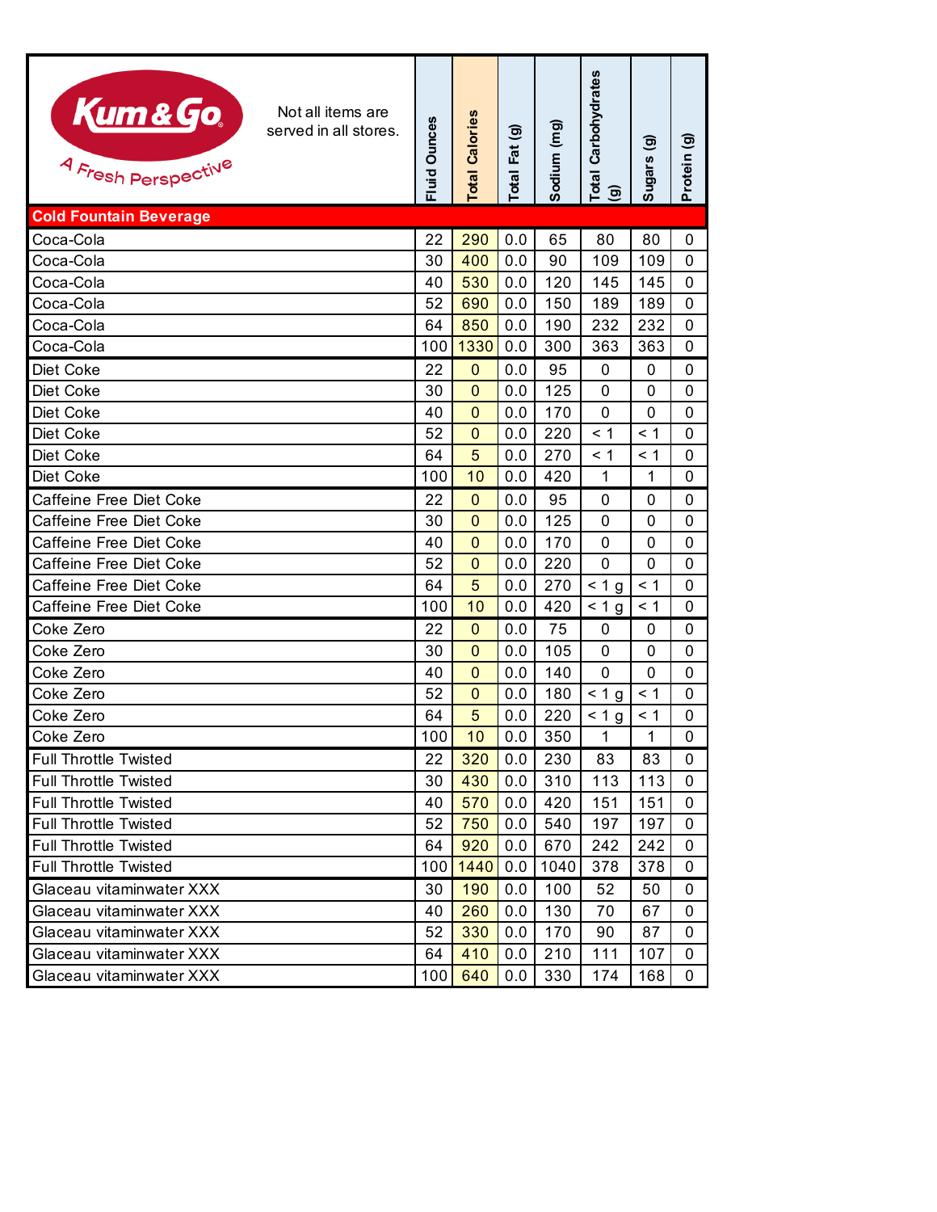Kum & Go — A Fresh Perspective

Not all items are served in all stores.

| Cold Fountain Beverage | Fluid Ounces | Total Calories | Total Fat (g) | Sodium (mg) | Total Carbohydrates (g) | Sugars (g) | Protein (g) |
|---|---|---|---|---|---|---|---|
| Coca-Cola | 22 | 290 | 0.0 | 65 | 80 | 80 | 0 |
| Coca-Cola | 30 | 400 | 0.0 | 90 | 109 | 109 | 0 |
| Coca-Cola | 40 | 530 | 0.0 | 120 | 145 | 145 | 0 |
| Coca-Cola | 52 | 690 | 0.0 | 150 | 189 | 189 | 0 |
| Coca-Cola | 64 | 850 | 0.0 | 190 | 232 | 232 | 0 |
| Coca-Cola | 100 | 1330 | 0.0 | 300 | 363 | 363 | 0 |
| Diet Coke | 22 | 0 | 0.0 | 95 | 0 | 0 | 0 |
| Diet Coke | 30 | 0 | 0.0 | 125 | 0 | 0 | 0 |
| Diet Coke | 40 | 0 | 0.0 | 170 | 0 | 0 | 0 |
| Diet Coke | 52 | 0 | 0.0 | 220 | < 1 | < 1 | 0 |
| Diet Coke | 64 | 5 | 0.0 | 270 | < 1 | < 1 | 0 |
| Diet Coke | 100 | 10 | 0.0 | 420 | 1 | 1 | 0 |
| Caffeine Free Diet Coke | 22 | 0 | 0.0 | 95 | 0 | 0 | 0 |
| Caffeine Free Diet Coke | 30 | 0 | 0.0 | 125 | 0 | 0 | 0 |
| Caffeine Free Diet Coke | 40 | 0 | 0.0 | 170 | 0 | 0 | 0 |
| Caffeine Free Diet Coke | 52 | 0 | 0.0 | 220 | 0 | 0 | 0 |
| Caffeine Free Diet Coke | 64 | 5 | 0.0 | 270 | < 1 g | < 1 | 0 |
| Caffeine Free Diet Coke | 100 | 10 | 0.0 | 420 | < 1 g | < 1 | 0 |
| Coke Zero | 22 | 0 | 0.0 | 75 | 0 | 0 | 0 |
| Coke Zero | 30 | 0 | 0.0 | 105 | 0 | 0 | 0 |
| Coke Zero | 40 | 0 | 0.0 | 140 | 0 | 0 | 0 |
| Coke Zero | 52 | 0 | 0.0 | 180 | < 1 g | < 1 | 0 |
| Coke Zero | 64 | 5 | 0.0 | 220 | < 1 g | < 1 | 0 |
| Coke Zero | 100 | 10 | 0.0 | 350 | 1 | 1 | 0 |
| Full Throttle Twisted | 22 | 320 | 0.0 | 230 | 83 | 83 | 0 |
| Full Throttle Twisted | 30 | 430 | 0.0 | 310 | 113 | 113 | 0 |
| Full Throttle Twisted | 40 | 570 | 0.0 | 420 | 151 | 151 | 0 |
| Full Throttle Twisted | 52 | 750 | 0.0 | 540 | 197 | 197 | 0 |
| Full Throttle Twisted | 64 | 920 | 0.0 | 670 | 242 | 242 | 0 |
| Full Throttle Twisted | 100 | 1440 | 0.0 | 1040 | 378 | 378 | 0 |
| Glaceau vitaminwater XXX | 30 | 190 | 0.0 | 100 | 52 | 50 | 0 |
| Glaceau vitaminwater XXX | 40 | 260 | 0.0 | 130 | 70 | 67 | 0 |
| Glaceau vitaminwater XXX | 52 | 330 | 0.0 | 170 | 90 | 87 | 0 |
| Glaceau vitaminwater XXX | 64 | 410 | 0.0 | 210 | 111 | 107 | 0 |
| Glaceau vitaminwater XXX | 100 | 640 | 0.0 | 330 | 174 | 168 | 0 |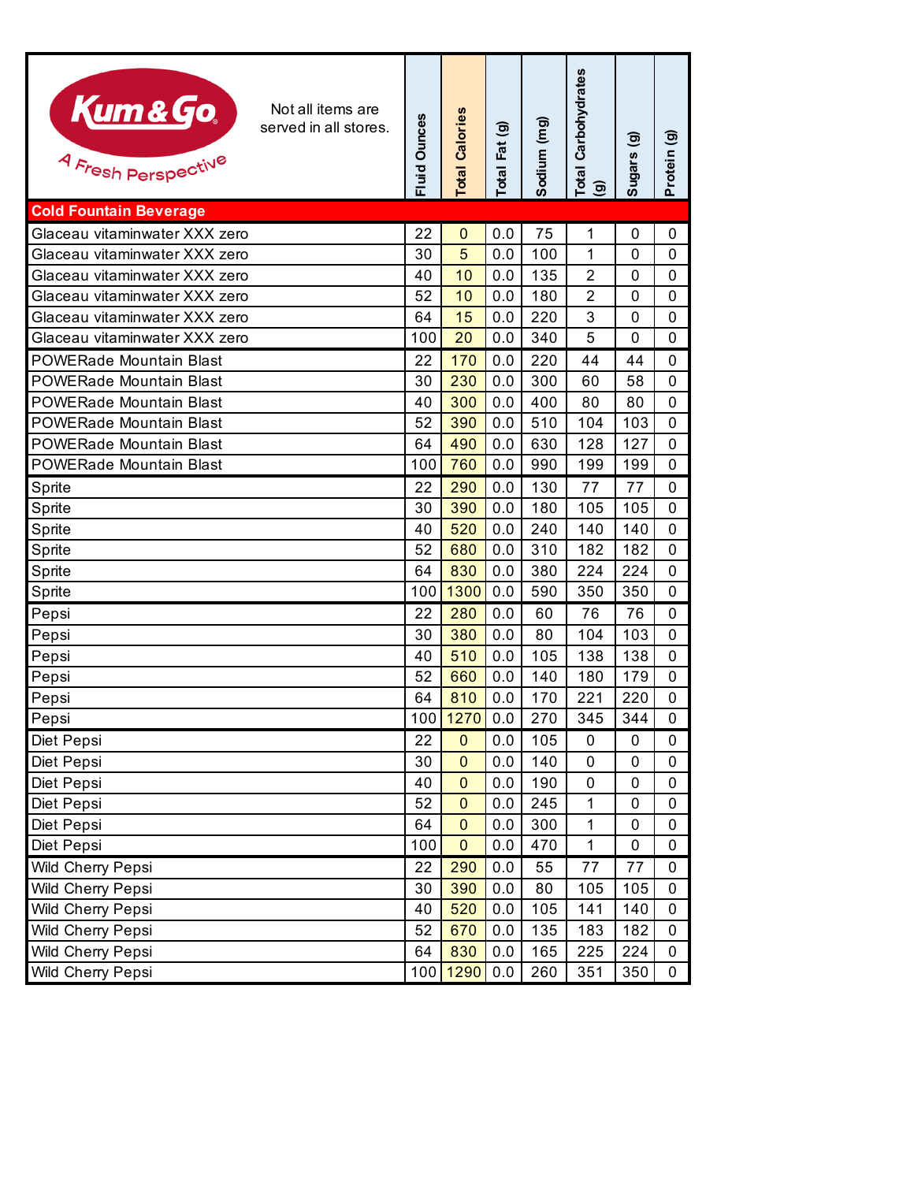Kum&Go — A Fresh Perspective

Not all items are served in all stores.

| | Fluid Ounces | Total Calories | Total Fat (g) | Sodium (mg) | Total Carbohydrates (g) | Sugars (g) | Protein (g) |
|---|---|---|---|---|---|---|---|
| **Cold Fountain Beverage** | | | | | | | |
| Glaceau vitaminwater XXX zero | 22 | 0 | 0.0 | 75 | 1 | 0 | 0 |
| Glaceau vitaminwater XXX zero | 30 | 5 | 0.0 | 100 | 1 | 0 | 0 |
| Glaceau vitaminwater XXX zero | 40 | 10 | 0.0 | 135 | 2 | 0 | 0 |
| Glaceau vitaminwater XXX zero | 52 | 10 | 0.0 | 180 | 2 | 0 | 0 |
| Glaceau vitaminwater XXX zero | 64 | 15 | 0.0 | 220 | 3 | 0 | 0 |
| Glaceau vitaminwater XXX zero | 100 | 20 | 0.0 | 340 | 5 | 0 | 0 |
| POWERade Mountain Blast | 22 | 170 | 0.0 | 220 | 44 | 44 | 0 |
| POWERade Mountain Blast | 30 | 230 | 0.0 | 300 | 60 | 58 | 0 |
| POWERade Mountain Blast | 40 | 300 | 0.0 | 400 | 80 | 80 | 0 |
| POWERade Mountain Blast | 52 | 390 | 0.0 | 510 | 104 | 103 | 0 |
| POWERade Mountain Blast | 64 | 490 | 0.0 | 630 | 128 | 127 | 0 |
| POWERade Mountain Blast | 100 | 760 | 0.0 | 990 | 199 | 199 | 0 |
| Sprite | 22 | 290 | 0.0 | 130 | 77 | 77 | 0 |
| Sprite | 30 | 390 | 0.0 | 180 | 105 | 105 | 0 |
| Sprite | 40 | 520 | 0.0 | 240 | 140 | 140 | 0 |
| Sprite | 52 | 680 | 0.0 | 310 | 182 | 182 | 0 |
| Sprite | 64 | 830 | 0.0 | 380 | 224 | 224 | 0 |
| Sprite | 100 | 1300 | 0.0 | 590 | 350 | 350 | 0 |
| Pepsi | 22 | 280 | 0.0 | 60 | 76 | 76 | 0 |
| Pepsi | 30 | 380 | 0.0 | 80 | 104 | 103 | 0 |
| Pepsi | 40 | 510 | 0.0 | 105 | 138 | 138 | 0 |
| Pepsi | 52 | 660 | 0.0 | 140 | 180 | 179 | 0 |
| Pepsi | 64 | 810 | 0.0 | 170 | 221 | 220 | 0 |
| Pepsi | 100 | 1270 | 0.0 | 270 | 345 | 344 | 0 |
| Diet Pepsi | 22 | 0 | 0.0 | 105 | 0 | 0 | 0 |
| Diet Pepsi | 30 | 0 | 0.0 | 140 | 0 | 0 | 0 |
| Diet Pepsi | 40 | 0 | 0.0 | 190 | 0 | 0 | 0 |
| Diet Pepsi | 52 | 0 | 0.0 | 245 | 1 | 0 | 0 |
| Diet Pepsi | 64 | 0 | 0.0 | 300 | 1 | 0 | 0 |
| Diet Pepsi | 100 | 0 | 0.0 | 470 | 1 | 0 | 0 |
| Wild Cherry Pepsi | 22 | 290 | 0.0 | 55 | 77 | 77 | 0 |
| Wild Cherry Pepsi | 30 | 390 | 0.0 | 80 | 105 | 105 | 0 |
| Wild Cherry Pepsi | 40 | 520 | 0.0 | 105 | 141 | 140 | 0 |
| Wild Cherry Pepsi | 52 | 670 | 0.0 | 135 | 183 | 182 | 0 |
| Wild Cherry Pepsi | 64 | 830 | 0.0 | 165 | 225 | 224 | 0 |
| Wild Cherry Pepsi | 100 | 1290 | 0.0 | 260 | 351 | 350 | 0 |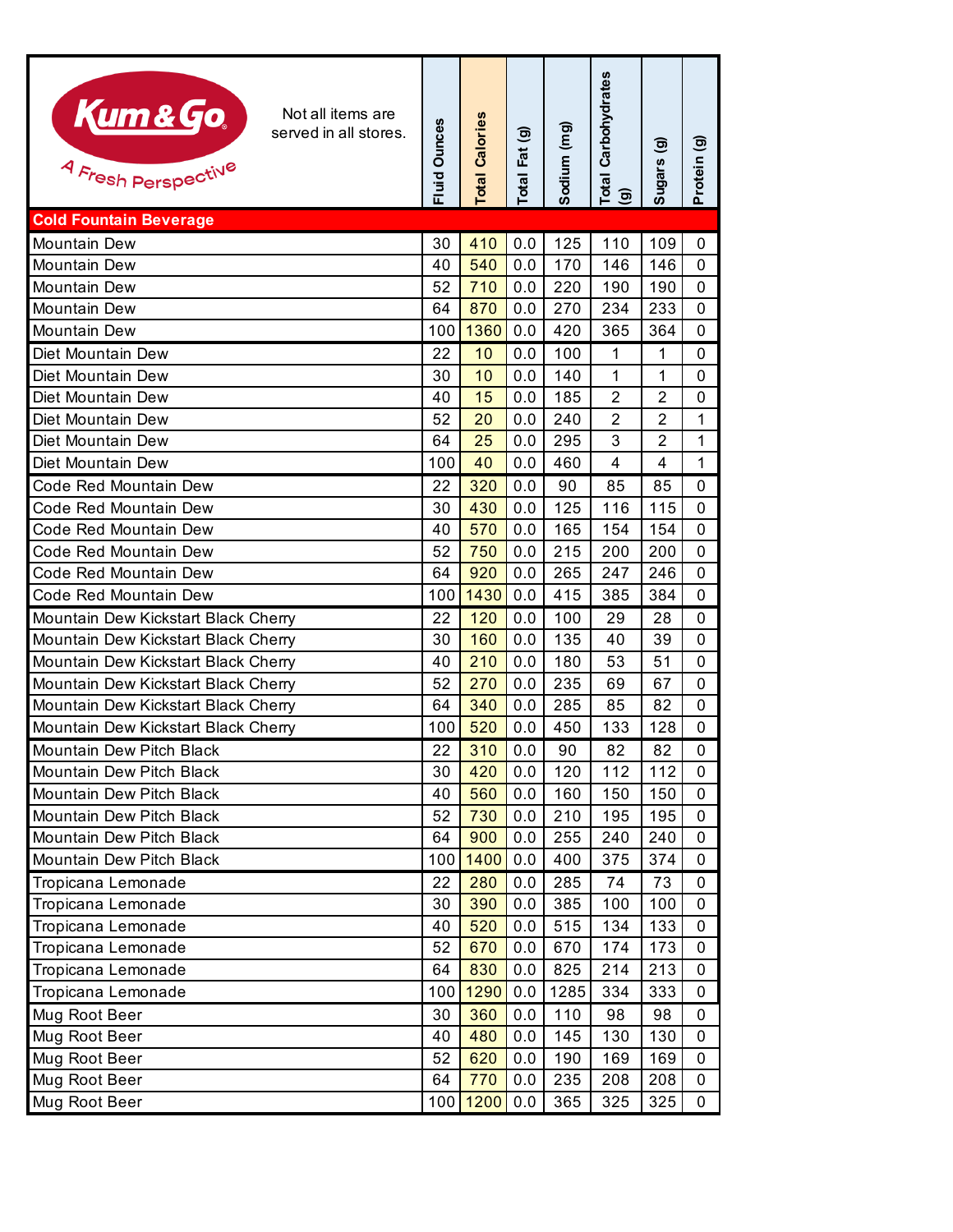Kum & Go — A Fresh Perspective

Not all items are served in all stores.

| Cold Fountain Beverage | Fluid Ounces | Total Calories | Total Fat (g) | Sodium (mg) | Total Carbohydrates (g) | Sugars (g) | Protein (g) |
|---|---|---|---|---|---|---|---|
| Mountain Dew | 30 | 410 | 0.0 | 125 | 110 | 109 | 0 |
| Mountain Dew | 40 | 540 | 0.0 | 170 | 146 | 146 | 0 |
| Mountain Dew | 52 | 710 | 0.0 | 220 | 190 | 190 | 0 |
| Mountain Dew | 64 | 870 | 0.0 | 270 | 234 | 233 | 0 |
| Mountain Dew | 100 | 1360 | 0.0 | 420 | 365 | 364 | 0 |
| Diet Mountain Dew | 22 | 10 | 0.0 | 100 | 1 | 1 | 0 |
| Diet Mountain Dew | 30 | 10 | 0.0 | 140 | 1 | 1 | 0 |
| Diet Mountain Dew | 40 | 15 | 0.0 | 185 | 2 | 2 | 0 |
| Diet Mountain Dew | 52 | 20 | 0.0 | 240 | 2 | 2 | 1 |
| Diet Mountain Dew | 64 | 25 | 0.0 | 295 | 3 | 2 | 1 |
| Diet Mountain Dew | 100 | 40 | 0.0 | 460 | 4 | 4 | 1 |
| Code Red Mountain Dew | 22 | 320 | 0.0 | 90 | 85 | 85 | 0 |
| Code Red Mountain Dew | 30 | 430 | 0.0 | 125 | 116 | 115 | 0 |
| Code Red Mountain Dew | 40 | 570 | 0.0 | 165 | 154 | 154 | 0 |
| Code Red Mountain Dew | 52 | 750 | 0.0 | 215 | 200 | 200 | 0 |
| Code Red Mountain Dew | 64 | 920 | 0.0 | 265 | 247 | 246 | 0 |
| Code Red Mountain Dew | 100 | 1430 | 0.0 | 415 | 385 | 384 | 0 |
| Mountain Dew Kickstart Black Cherry | 22 | 120 | 0.0 | 100 | 29 | 28 | 0 |
| Mountain Dew Kickstart Black Cherry | 30 | 160 | 0.0 | 135 | 40 | 39 | 0 |
| Mountain Dew Kickstart Black Cherry | 40 | 210 | 0.0 | 180 | 53 | 51 | 0 |
| Mountain Dew Kickstart Black Cherry | 52 | 270 | 0.0 | 235 | 69 | 67 | 0 |
| Mountain Dew Kickstart Black Cherry | 64 | 340 | 0.0 | 285 | 85 | 82 | 0 |
| Mountain Dew Kickstart Black Cherry | 100 | 520 | 0.0 | 450 | 133 | 128 | 0 |
| Mountain Dew Pitch Black | 22 | 310 | 0.0 | 90 | 82 | 82 | 0 |
| Mountain Dew Pitch Black | 30 | 420 | 0.0 | 120 | 112 | 112 | 0 |
| Mountain Dew Pitch Black | 40 | 560 | 0.0 | 160 | 150 | 150 | 0 |
| Mountain Dew Pitch Black | 52 | 730 | 0.0 | 210 | 195 | 195 | 0 |
| Mountain Dew Pitch Black | 64 | 900 | 0.0 | 255 | 240 | 240 | 0 |
| Mountain Dew Pitch Black | 100 | 1400 | 0.0 | 400 | 375 | 374 | 0 |
| Tropicana Lemonade | 22 | 280 | 0.0 | 285 | 74 | 73 | 0 |
| Tropicana Lemonade | 30 | 390 | 0.0 | 385 | 100 | 100 | 0 |
| Tropicana Lemonade | 40 | 520 | 0.0 | 515 | 134 | 133 | 0 |
| Tropicana Lemonade | 52 | 670 | 0.0 | 670 | 174 | 173 | 0 |
| Tropicana Lemonade | 64 | 830 | 0.0 | 825 | 214 | 213 | 0 |
| Tropicana Lemonade | 100 | 1290 | 0.0 | 1285 | 334 | 333 | 0 |
| Mug Root Beer | 30 | 360 | 0.0 | 110 | 98 | 98 | 0 |
| Mug Root Beer | 40 | 480 | 0.0 | 145 | 130 | 130 | 0 |
| Mug Root Beer | 52 | 620 | 0.0 | 190 | 169 | 169 | 0 |
| Mug Root Beer | 64 | 770 | 0.0 | 235 | 208 | 208 | 0 |
| Mug Root Beer | 100 | 1200 | 0.0 | 365 | 325 | 325 | 0 |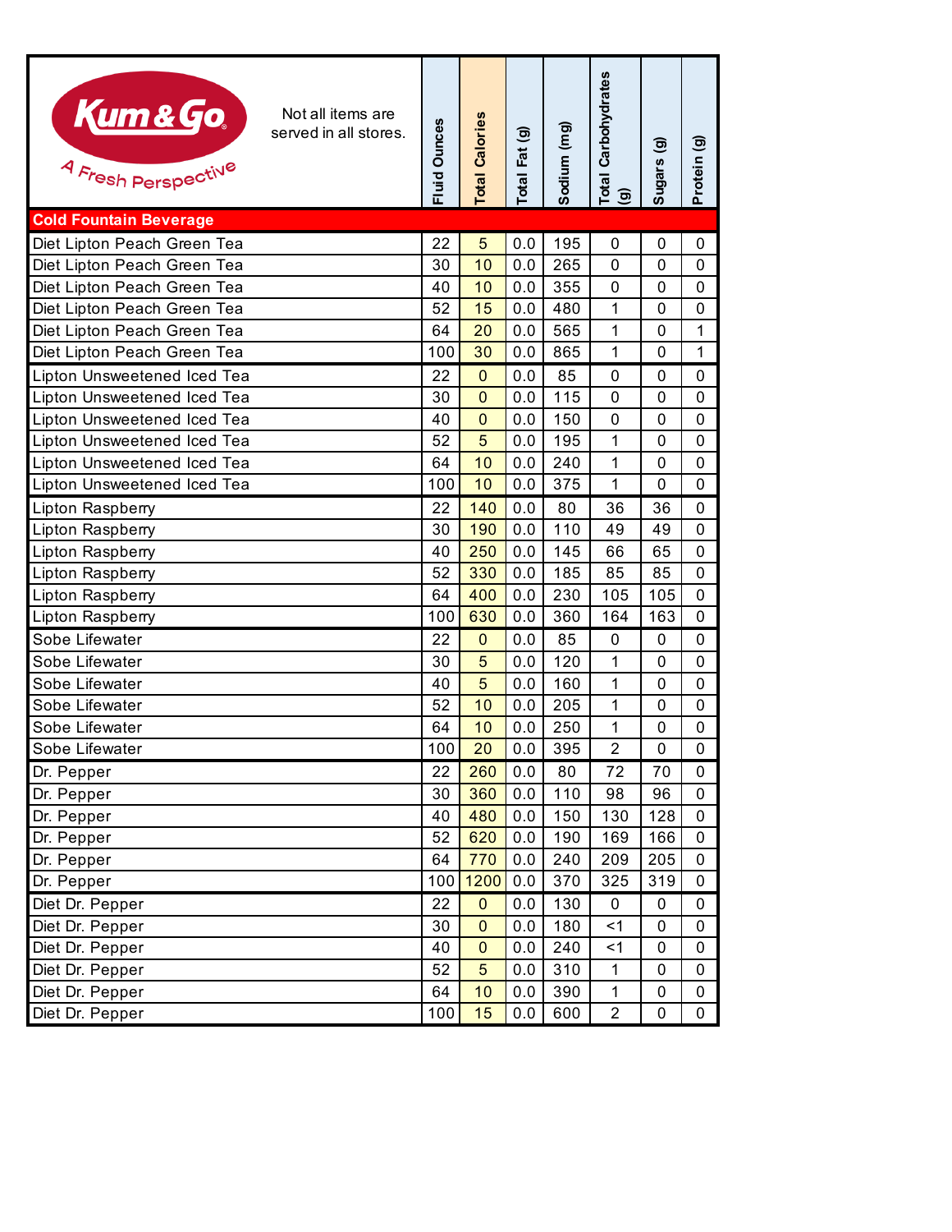Kum & Go — A Fresh Perspective

Not all items are served in all stores.

| | Fluid Ounces | Total Calories | Total Fat (g) | Sodium (mg) | Total Carbohydrates (g) | Sugars (g) | Protein (g) |
|---|---|---|---|---|---|---|---|
| **Cold Fountain Beverage** | | | | | | | |
| Diet Lipton Peach Green Tea | 22 | 5 | 0.0 | 195 | 0 | 0 | 0 |
| Diet Lipton Peach Green Tea | 30 | 10 | 0.0 | 265 | 0 | 0 | 0 |
| Diet Lipton Peach Green Tea | 40 | 10 | 0.0 | 355 | 0 | 0 | 0 |
| Diet Lipton Peach Green Tea | 52 | 15 | 0.0 | 480 | 1 | 0 | 0 |
| Diet Lipton Peach Green Tea | 64 | 20 | 0.0 | 565 | 1 | 0 | 1 |
| Diet Lipton Peach Green Tea | 100 | 30 | 0.0 | 865 | 1 | 0 | 1 |
| Lipton Unsweetened Iced Tea | 22 | 0 | 0.0 | 85 | 0 | 0 | 0 |
| Lipton Unsweetened Iced Tea | 30 | 0 | 0.0 | 115 | 0 | 0 | 0 |
| Lipton Unsweetened Iced Tea | 40 | 0 | 0.0 | 150 | 0 | 0 | 0 |
| Lipton Unsweetened Iced Tea | 52 | 5 | 0.0 | 195 | 1 | 0 | 0 |
| Lipton Unsweetened Iced Tea | 64 | 10 | 0.0 | 240 | 1 | 0 | 0 |
| Lipton Unsweetened Iced Tea | 100 | 10 | 0.0 | 375 | 1 | 0 | 0 |
| Lipton Raspberry | 22 | 140 | 0.0 | 80 | 36 | 36 | 0 |
| Lipton Raspberry | 30 | 190 | 0.0 | 110 | 49 | 49 | 0 |
| Lipton Raspberry | 40 | 250 | 0.0 | 145 | 66 | 65 | 0 |
| Lipton Raspberry | 52 | 330 | 0.0 | 185 | 85 | 85 | 0 |
| Lipton Raspberry | 64 | 400 | 0.0 | 230 | 105 | 105 | 0 |
| Lipton Raspberry | 100 | 630 | 0.0 | 360 | 164 | 163 | 0 |
| Sobe Lifewater | 22 | 0 | 0.0 | 85 | 0 | 0 | 0 |
| Sobe Lifewater | 30 | 5 | 0.0 | 120 | 1 | 0 | 0 |
| Sobe Lifewater | 40 | 5 | 0.0 | 160 | 1 | 0 | 0 |
| Sobe Lifewater | 52 | 10 | 0.0 | 205 | 1 | 0 | 0 |
| Sobe Lifewater | 64 | 10 | 0.0 | 250 | 1 | 0 | 0 |
| Sobe Lifewater | 100 | 20 | 0.0 | 395 | 2 | 0 | 0 |
| Dr. Pepper | 22 | 260 | 0.0 | 80 | 72 | 70 | 0 |
| Dr. Pepper | 30 | 360 | 0.0 | 110 | 98 | 96 | 0 |
| Dr. Pepper | 40 | 480 | 0.0 | 150 | 130 | 128 | 0 |
| Dr. Pepper | 52 | 620 | 0.0 | 190 | 169 | 166 | 0 |
| Dr. Pepper | 64 | 770 | 0.0 | 240 | 209 | 205 | 0 |
| Dr. Pepper | 100 | 1200 | 0.0 | 370 | 325 | 319 | 0 |
| Diet Dr. Pepper | 22 | 0 | 0.0 | 130 | 0 | 0 | 0 |
| Diet Dr. Pepper | 30 | 0 | 0.0 | 180 | <1 | 0 | 0 |
| Diet Dr. Pepper | 40 | 0 | 0.0 | 240 | <1 | 0 | 0 |
| Diet Dr. Pepper | 52 | 5 | 0.0 | 310 | 1 | 0 | 0 |
| Diet Dr. Pepper | 64 | 10 | 0.0 | 390 | 1 | 0 | 0 |
| Diet Dr. Pepper | 100 | 15 | 0.0 | 600 | 2 | 0 | 0 |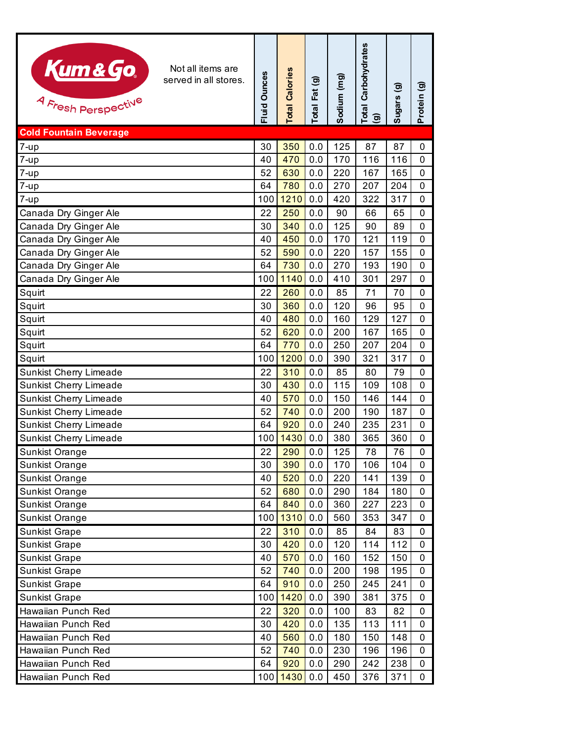Kum&Go

A Fresh Perspective

Not all items are served in all stores.

| | Fluid Ounces | Total Calories | Total Fat (g) | Sodium (mg) | Total Carbohydrates (g) | Sugars (g) | Protein (g) |
|---|---|---|---|---|---|---|---|
| **Cold Fountain Beverage** | | | | | | | |
| 7-up | 30 | 350 | 0.0 | 125 | 87 | 87 | 0 |
| 7-up | 40 | 470 | 0.0 | 170 | 116 | 116 | 0 |
| 7-up | 52 | 630 | 0.0 | 220 | 167 | 165 | 0 |
| 7-up | 64 | 780 | 0.0 | 270 | 207 | 204 | 0 |
| 7-up | 100 | 1210 | 0.0 | 420 | 322 | 317 | 0 |
| Canada Dry Ginger Ale | 22 | 250 | 0.0 | 90 | 66 | 65 | 0 |
| Canada Dry Ginger Ale | 30 | 340 | 0.0 | 125 | 90 | 89 | 0 |
| Canada Dry Ginger Ale | 40 | 450 | 0.0 | 170 | 121 | 119 | 0 |
| Canada Dry Ginger Ale | 52 | 590 | 0.0 | 220 | 157 | 155 | 0 |
| Canada Dry Ginger Ale | 64 | 730 | 0.0 | 270 | 193 | 190 | 0 |
| Canada Dry Ginger Ale | 100 | 1140 | 0.0 | 410 | 301 | 297 | 0 |
| Squirt | 22 | 260 | 0.0 | 85 | 71 | 70 | 0 |
| Squirt | 30 | 360 | 0.0 | 120 | 96 | 95 | 0 |
| Squirt | 40 | 480 | 0.0 | 160 | 129 | 127 | 0 |
| Squirt | 52 | 620 | 0.0 | 200 | 167 | 165 | 0 |
| Squirt | 64 | 770 | 0.0 | 250 | 207 | 204 | 0 |
| Squirt | 100 | 1200 | 0.0 | 390 | 321 | 317 | 0 |
| Sunkist Cherry Limeade | 22 | 310 | 0.0 | 85 | 80 | 79 | 0 |
| Sunkist Cherry Limeade | 30 | 430 | 0.0 | 115 | 109 | 108 | 0 |
| Sunkist Cherry Limeade | 40 | 570 | 0.0 | 150 | 146 | 144 | 0 |
| Sunkist Cherry Limeade | 52 | 740 | 0.0 | 200 | 190 | 187 | 0 |
| Sunkist Cherry Limeade | 64 | 920 | 0.0 | 240 | 235 | 231 | 0 |
| Sunkist Cherry Limeade | 100 | 1430 | 0.0 | 380 | 365 | 360 | 0 |
| Sunkist Orange | 22 | 290 | 0.0 | 125 | 78 | 76 | 0 |
| Sunkist Orange | 30 | 390 | 0.0 | 170 | 106 | 104 | 0 |
| Sunkist Orange | 40 | 520 | 0.0 | 220 | 141 | 139 | 0 |
| Sunkist Orange | 52 | 680 | 0.0 | 290 | 184 | 180 | 0 |
| Sunkist Orange | 64 | 840 | 0.0 | 360 | 227 | 223 | 0 |
| Sunkist Orange | 100 | 1310 | 0.0 | 560 | 353 | 347 | 0 |
| Sunkist Grape | 22 | 310 | 0.0 | 85 | 84 | 83 | 0 |
| Sunkist Grape | 30 | 420 | 0.0 | 120 | 114 | 112 | 0 |
| Sunkist Grape | 40 | 570 | 0.0 | 160 | 152 | 150 | 0 |
| Sunkist Grape | 52 | 740 | 0.0 | 200 | 198 | 195 | 0 |
| Sunkist Grape | 64 | 910 | 0.0 | 250 | 245 | 241 | 0 |
| Sunkist Grape | 100 | 1420 | 0.0 | 390 | 381 | 375 | 0 |
| Hawaiian Punch Red | 22 | 320 | 0.0 | 100 | 83 | 82 | 0 |
| Hawaiian Punch Red | 30 | 420 | 0.0 | 135 | 113 | 111 | 0 |
| Hawaiian Punch Red | 40 | 560 | 0.0 | 180 | 150 | 148 | 0 |
| Hawaiian Punch Red | 52 | 740 | 0.0 | 230 | 196 | 196 | 0 |
| Hawaiian Punch Red | 64 | 920 | 0.0 | 290 | 242 | 238 | 0 |
| Hawaiian Punch Red | 100 | 1430 | 0.0 | 450 | 376 | 371 | 0 |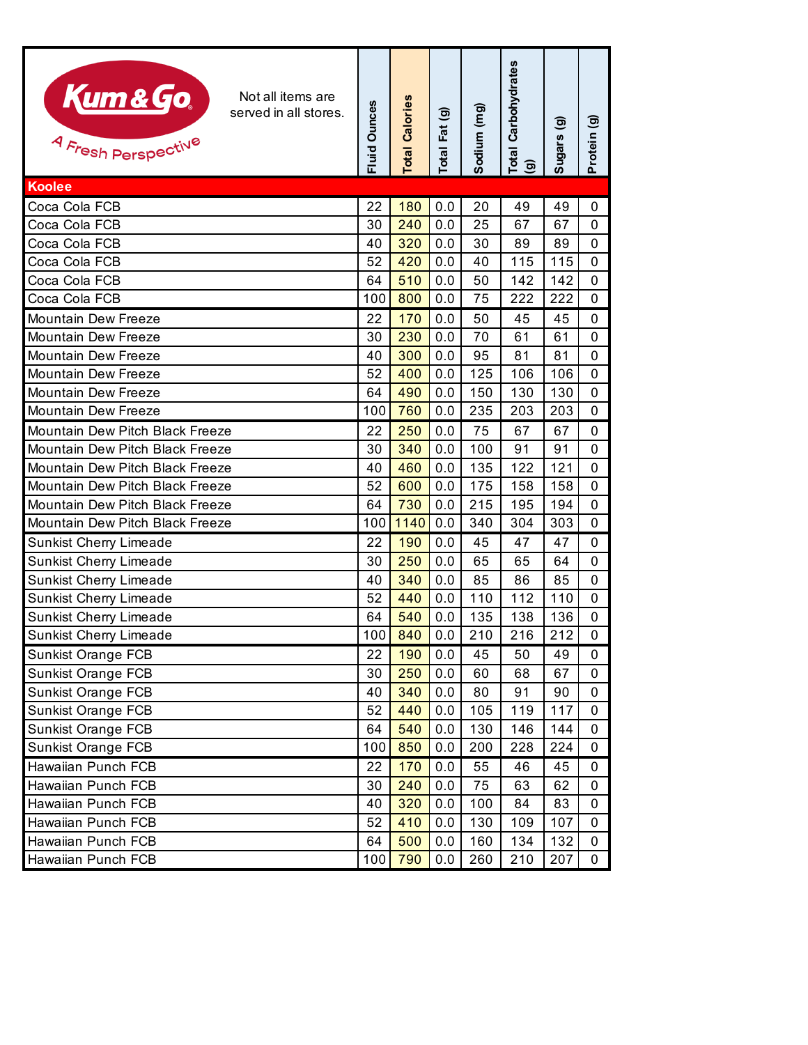Not all items are served in all stores.

| Koolee | Fluid Ounces | Total Calories | Total Fat (g) | Sodium (mg) | Total Carbohydrates (g) | Sugars (g) | Protein (g) |
|---|---|---|---|---|---|---|---|
| Coca Cola FCB | 22 | 180 | 0.0 | 20 | 49 | 49 | 0 |
| Coca Cola FCB | 30 | 240 | 0.0 | 25 | 67 | 67 | 0 |
| Coca Cola FCB | 40 | 320 | 0.0 | 30 | 89 | 89 | 0 |
| Coca Cola FCB | 52 | 420 | 0.0 | 40 | 115 | 115 | 0 |
| Coca Cola FCB | 64 | 510 | 0.0 | 50 | 142 | 142 | 0 |
| Coca Cola FCB | 100 | 800 | 0.0 | 75 | 222 | 222 | 0 |
| Mountain Dew Freeze | 22 | 170 | 0.0 | 50 | 45 | 45 | 0 |
| Mountain Dew Freeze | 30 | 230 | 0.0 | 70 | 61 | 61 | 0 |
| Mountain Dew Freeze | 40 | 300 | 0.0 | 95 | 81 | 81 | 0 |
| Mountain Dew Freeze | 52 | 400 | 0.0 | 125 | 106 | 106 | 0 |
| Mountain Dew Freeze | 64 | 490 | 0.0 | 150 | 130 | 130 | 0 |
| Mountain Dew Freeze | 100 | 760 | 0.0 | 235 | 203 | 203 | 0 |
| Mountain Dew Pitch Black Freeze | 22 | 250 | 0.0 | 75 | 67 | 67 | 0 |
| Mountain Dew Pitch Black Freeze | 30 | 340 | 0.0 | 100 | 91 | 91 | 0 |
| Mountain Dew Pitch Black Freeze | 40 | 460 | 0.0 | 135 | 122 | 121 | 0 |
| Mountain Dew Pitch Black Freeze | 52 | 600 | 0.0 | 175 | 158 | 158 | 0 |
| Mountain Dew Pitch Black Freeze | 64 | 730 | 0.0 | 215 | 195 | 194 | 0 |
| Mountain Dew Pitch Black Freeze | 100 | 1140 | 0.0 | 340 | 304 | 303 | 0 |
| Sunkist Cherry Limeade | 22 | 190 | 0.0 | 45 | 47 | 47 | 0 |
| Sunkist Cherry Limeade | 30 | 250 | 0.0 | 65 | 65 | 64 | 0 |
| Sunkist Cherry Limeade | 40 | 340 | 0.0 | 85 | 86 | 85 | 0 |
| Sunkist Cherry Limeade | 52 | 440 | 0.0 | 110 | 112 | 110 | 0 |
| Sunkist Cherry Limeade | 64 | 540 | 0.0 | 135 | 138 | 136 | 0 |
| Sunkist Cherry Limeade | 100 | 840 | 0.0 | 210 | 216 | 212 | 0 |
| Sunkist Orange FCB | 22 | 190 | 0.0 | 45 | 50 | 49 | 0 |
| Sunkist Orange FCB | 30 | 250 | 0.0 | 60 | 68 | 67 | 0 |
| Sunkist Orange FCB | 40 | 340 | 0.0 | 80 | 91 | 90 | 0 |
| Sunkist Orange FCB | 52 | 440 | 0.0 | 105 | 119 | 117 | 0 |
| Sunkist Orange FCB | 64 | 540 | 0.0 | 130 | 146 | 144 | 0 |
| Sunkist Orange FCB | 100 | 850 | 0.0 | 200 | 228 | 224 | 0 |
| Hawaiian Punch FCB | 22 | 170 | 0.0 | 55 | 46 | 45 | 0 |
| Hawaiian Punch FCB | 30 | 240 | 0.0 | 75 | 63 | 62 | 0 |
| Hawaiian Punch FCB | 40 | 320 | 0.0 | 100 | 84 | 83 | 0 |
| Hawaiian Punch FCB | 52 | 410 | 0.0 | 130 | 109 | 107 | 0 |
| Hawaiian Punch FCB | 64 | 500 | 0.0 | 160 | 134 | 132 | 0 |
| Hawaiian Punch FCB | 100 | 790 | 0.0 | 260 | 210 | 207 | 0 |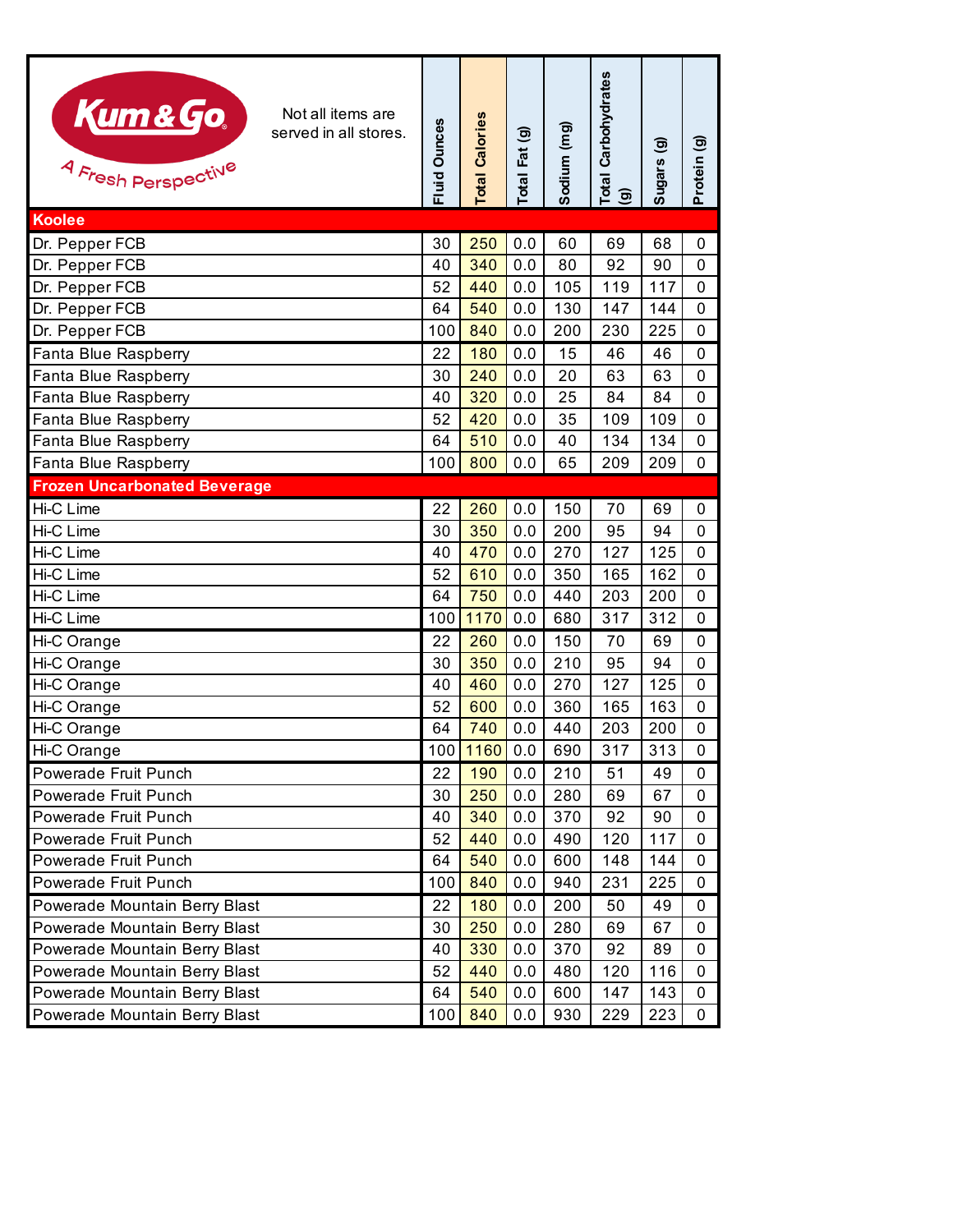Kum & Go — A Fresh Perspective

Not all items are served in all stores.

| | Fluid Ounces | Total Calories | Total Fat (g) | Sodium (mg) | Total Carbohydrates (g) | Sugars (g) | Protein (g) |
|---|---|---|---|---|---|---|---|
| **Koolee** | | | | | | | |
| Dr. Pepper FCB | 30 | 250 | 0.0 | 60 | 69 | 68 | 0 |
| Dr. Pepper FCB | 40 | 340 | 0.0 | 80 | 92 | 90 | 0 |
| Dr. Pepper FCB | 52 | 440 | 0.0 | 105 | 119 | 117 | 0 |
| Dr. Pepper FCB | 64 | 540 | 0.0 | 130 | 147 | 144 | 0 |
| Dr. Pepper FCB | 100 | 840 | 0.0 | 200 | 230 | 225 | 0 |
| Fanta Blue Raspberry | 22 | 180 | 0.0 | 15 | 46 | 46 | 0 |
| Fanta Blue Raspberry | 30 | 240 | 0.0 | 20 | 63 | 63 | 0 |
| Fanta Blue Raspberry | 40 | 320 | 0.0 | 25 | 84 | 84 | 0 |
| Fanta Blue Raspberry | 52 | 420 | 0.0 | 35 | 109 | 109 | 0 |
| Fanta Blue Raspberry | 64 | 510 | 0.0 | 40 | 134 | 134 | 0 |
| Fanta Blue Raspberry | 100 | 800 | 0.0 | 65 | 209 | 209 | 0 |
| **Frozen Uncarbonated Beverage** | | | | | | | |
| Hi-C Lime | 22 | 260 | 0.0 | 150 | 70 | 69 | 0 |
| Hi-C Lime | 30 | 350 | 0.0 | 200 | 95 | 94 | 0 |
| Hi-C Lime | 40 | 470 | 0.0 | 270 | 127 | 125 | 0 |
| Hi-C Lime | 52 | 610 | 0.0 | 350 | 165 | 162 | 0 |
| Hi-C Lime | 64 | 750 | 0.0 | 440 | 203 | 200 | 0 |
| Hi-C Lime | 100 | 1170 | 0.0 | 680 | 317 | 312 | 0 |
| Hi-C Orange | 22 | 260 | 0.0 | 150 | 70 | 69 | 0 |
| Hi-C Orange | 30 | 350 | 0.0 | 210 | 95 | 94 | 0 |
| Hi-C Orange | 40 | 460 | 0.0 | 270 | 127 | 125 | 0 |
| Hi-C Orange | 52 | 600 | 0.0 | 360 | 165 | 163 | 0 |
| Hi-C Orange | 64 | 740 | 0.0 | 440 | 203 | 200 | 0 |
| Hi-C Orange | 100 | 1160 | 0.0 | 690 | 317 | 313 | 0 |
| Powerade Fruit Punch | 22 | 190 | 0.0 | 210 | 51 | 49 | 0 |
| Powerade Fruit Punch | 30 | 250 | 0.0 | 280 | 69 | 67 | 0 |
| Powerade Fruit Punch | 40 | 340 | 0.0 | 370 | 92 | 90 | 0 |
| Powerade Fruit Punch | 52 | 440 | 0.0 | 490 | 120 | 117 | 0 |
| Powerade Fruit Punch | 64 | 540 | 0.0 | 600 | 148 | 144 | 0 |
| Powerade Fruit Punch | 100 | 840 | 0.0 | 940 | 231 | 225 | 0 |
| Powerade Mountain Berry Blast | 22 | 180 | 0.0 | 200 | 50 | 49 | 0 |
| Powerade Mountain Berry Blast | 30 | 250 | 0.0 | 280 | 69 | 67 | 0 |
| Powerade Mountain Berry Blast | 40 | 330 | 0.0 | 370 | 92 | 89 | 0 |
| Powerade Mountain Berry Blast | 52 | 440 | 0.0 | 480 | 120 | 116 | 0 |
| Powerade Mountain Berry Blast | 64 | 540 | 0.0 | 600 | 147 | 143 | 0 |
| Powerade Mountain Berry Blast | 100 | 840 | 0.0 | 930 | 229 | 223 | 0 |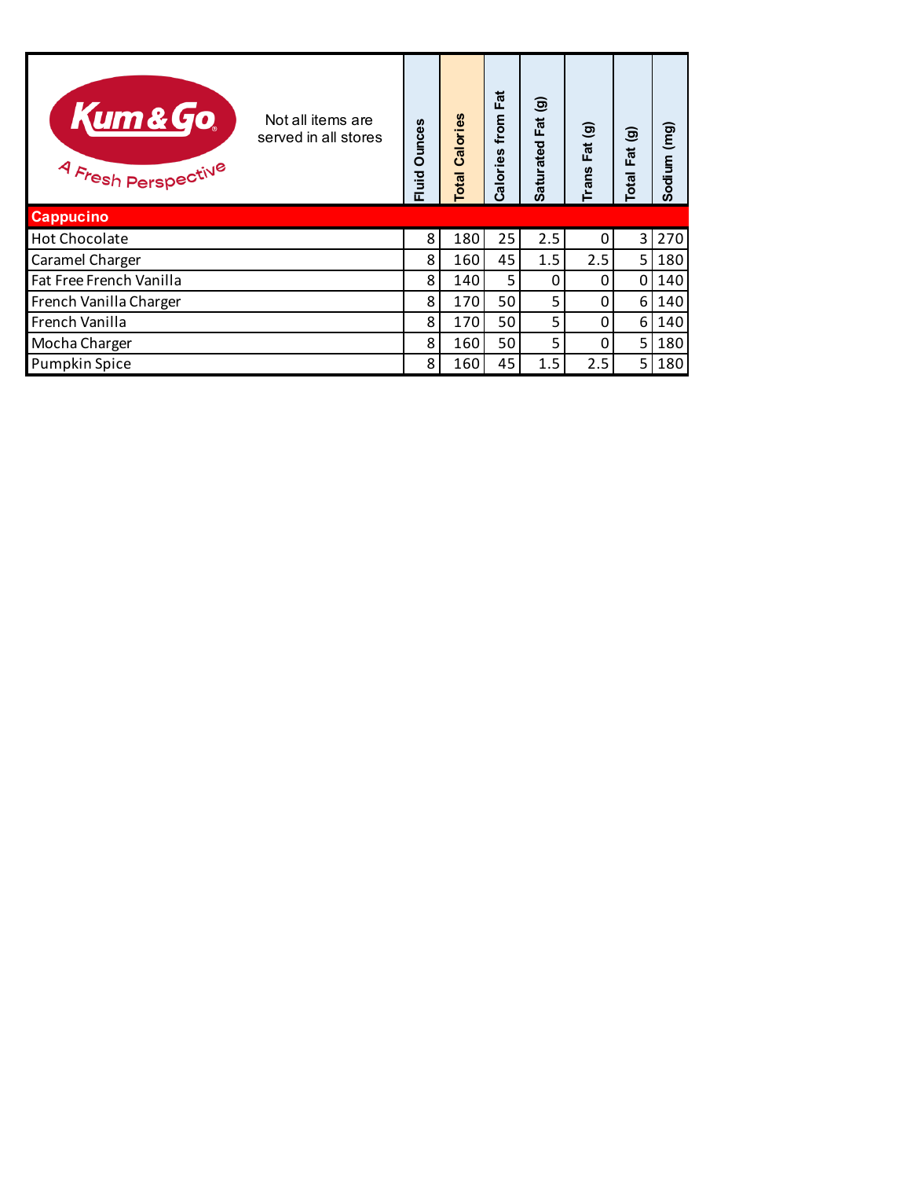Kum&Go

A Fresh Perspective

Not all items are served in all stores

| | Fluid Ounces | Total Calories | Calories from Fat | Saturated Fat (g) | Trans Fat (g) | Total Fat (g) | Sodium (mg) |
|---|---|---|---|---|---|---|---|
| **Cappucino** | | | | | | | |
| Hot Chocolate | 8 | 180 | 25 | 2.5 | 0 | 3 | 270 |
| Caramel Charger | 8 | 160 | 45 | 1.5 | 2.5 | 5 | 180 |
| Fat Free French Vanilla | 8 | 140 | 5 | 0 | 0 | 0 | 140 |
| French Vanilla Charger | 8 | 170 | 50 | 5 | 0 | 6 | 140 |
| French Vanilla | 8 | 170 | 50 | 5 | 0 | 6 | 140 |
| Mocha Charger | 8 | 160 | 50 | 5 | 0 | 5 | 180 |
| Pumpkin Spice | 8 | 160 | 45 | 1.5 | 2.5 | 5 | 180 |